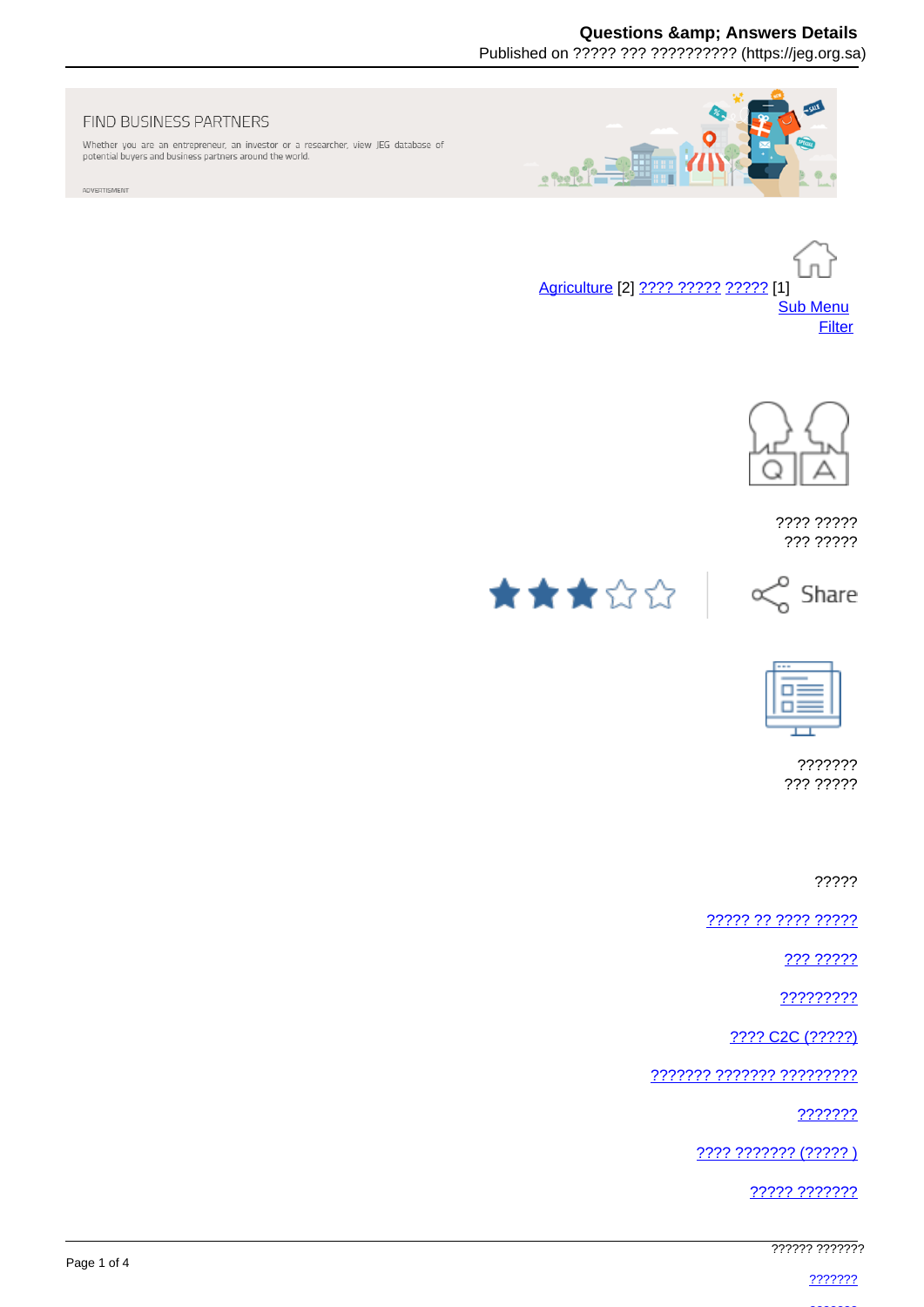FIND BUSINESS PARTNERS

Whether you are an entrepreneur, an investor or a researcher, view JEG database of potential buyers and business partners around the world.

ADVERTISMENT

Agriculture [2] ???? ????? ????? [1]

Sub Menu

Filter

???? ?????
??? ?????

Share

???????
??? ?????

?????

????? ?? ???? ?????

??? ?????

?????????

???? C2C (?????)

??????? ??????? ?????????

???????

???? ??????? (????? )

????? ???????

?????? ???????

???????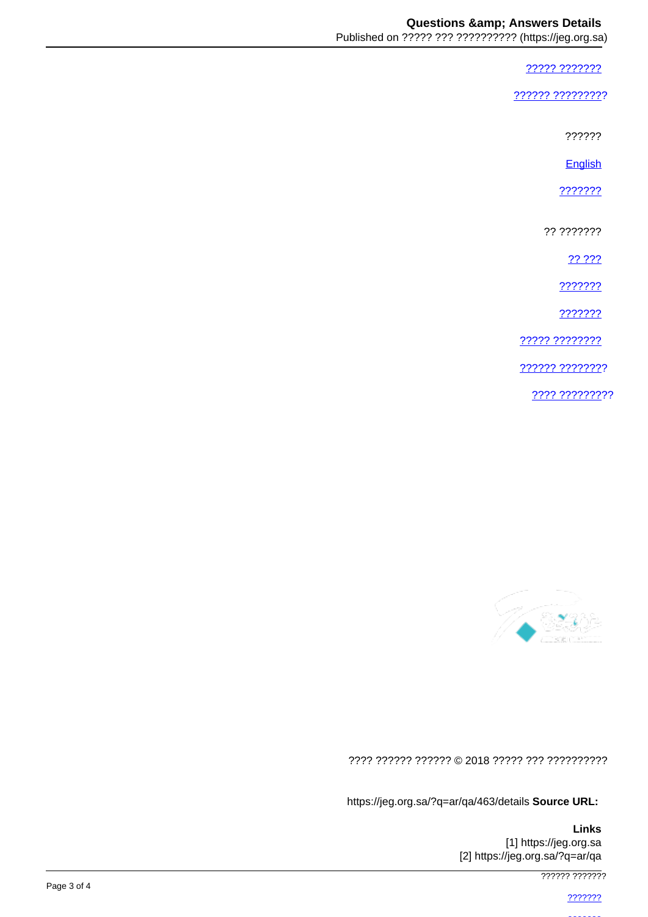[????? ???????](https://jeg.org.sa)

[?????? ?????????](https://jeg.org.sa)

??????

[English](https://jeg.org.sa)

[???????](https://jeg.org.sa)

?? ???????

[?? ???](https://jeg.org.sa)

[???????](https://jeg.org.sa)

[???????](https://jeg.org.sa)

[????? ????????](https://jeg.org.sa)

[?????? ????????](https://jeg.org.sa)

[???? ?????????](https://jeg.org.sa)

???? ?????? ?????? © 2018 ????? ??? ??????????

**Source URL:** https://jeg.org.sa/?q=ar/qa/463/details

**Links**

[1] https://jeg.org.sa
[2] https://jeg.org.sa/?q=ar/qa

?????? ???????

[???????](https://jeg.org.sa)